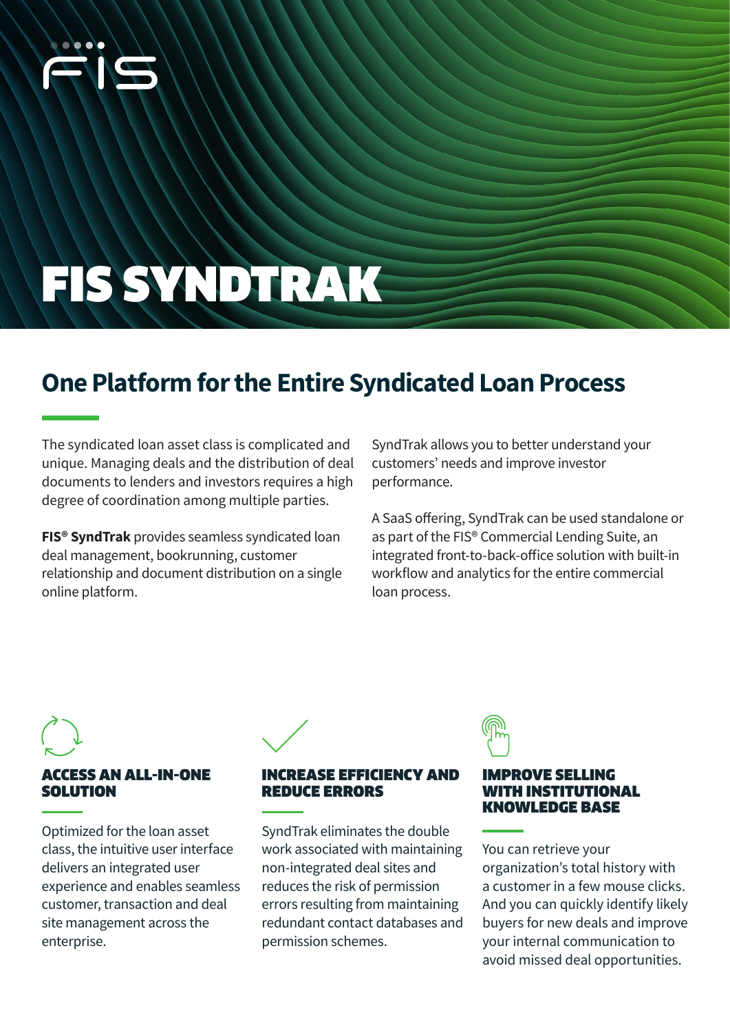# FIS SYNDTRAK

## One Platform for the Entire Syndicated Loan Process

The syndicated loan asset class is complicated and unique. Managing deals and the distribution of deal documents to lenders and investors requires a high degree of coordination among multiple parties.

**FIS® SyndTrak** provides seamless syndicated loan deal management, bookrunning, customer relationship and document distribution on a single online platform.

SyndTrak allows you to better understand your customers' needs and improve investor performance.

A SaaS offering, SyndTrak can be used standalone or as part of the FIS® Commercial Lending Suite, an integrated front-to-back-office solution with built-in workflow and analytics for the entire commercial loan process.

### ACCESS AN ALL-IN-ONE SOLUTION

Optimized for the loan asset class, the intuitive user interface delivers an integrated user experience and enables seamless customer, transaction and deal site management across the enterprise.

### INCREASE EFFICIENCY AND REDUCE ERRORS

SyndTrak eliminates the double work associated with maintaining non-integrated deal sites and reduces the risk of permission errors resulting from maintaining redundant contact databases and permission schemes.

### IMPROVE SELLING WITH INSTITUTIONAL KNOWLEDGE BASE

You can retrieve your organization's total history with a customer in a few mouse clicks. And you can quickly identify likely buyers for new deals and improve your internal communication to avoid missed deal opportunities.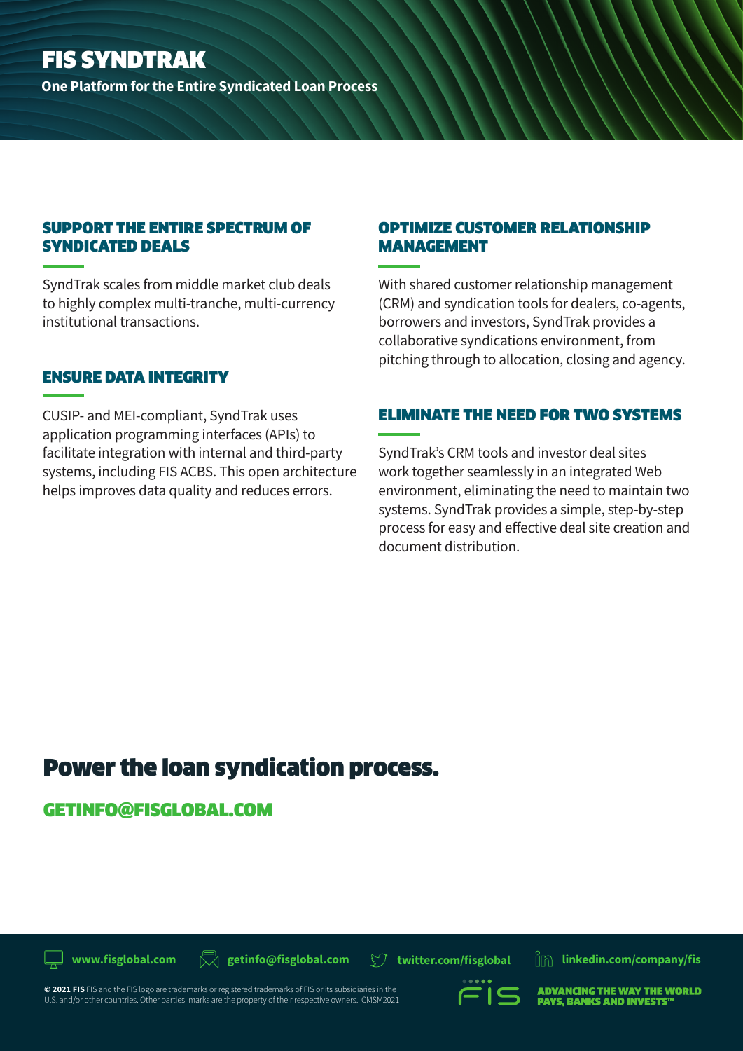# FIS SYNDTRAK

**One Platform for the Entire Syndicated Loan Process**

## SUPPORT THE ENTIRE SPECTRUM OF SYNDICATED DEALS

SyndTrak scales from middle market club deals to highly complex multi-tranche, multi-currency institutional transactions.

## ENSURE DATA INTEGRITY

CUSIP- and MEI-compliant, SyndTrak uses application programming interfaces (APIs) to facilitate integration with internal and third-party systems, including FIS ACBS. This open architecture helps improves data quality and reduces errors.

## OPTIMIZE CUSTOMER RELATIONSHIP MANAGEMENT

With shared customer relationship management (CRM) and syndication tools for dealers, co-agents, borrowers and investors, SyndTrak provides a collaborative syndications environment, from pitching through to allocation, closing and agency.

## ELIMINATE THE NEED FOR TWO SYSTEMS

SyndTrak's CRM tools and investor deal sites work together seamlessly in an integrated Web environment, eliminating the need to maintain two systems. SyndTrak provides a simple, step-by-step process for easy and effective deal site creation and document distribution.

# Power the loan syndication process.

**GETINFO@FISGLOBAL.COM**

www.fisglobal.com getinfo@fisglobal.com twitter.com/fisglobal linkedin.com/company/fis

**© 2021 FIS** FIS and the FIS logo are trademarks or registered trademarks of FIS or its subsidiaries in the U.S. and/or other countries. Other parties' marks are the property of their respective owners. CMSM2021

**ADVANCING THE WAY THE WORLD PAYS, BANKS AND INVESTS™**